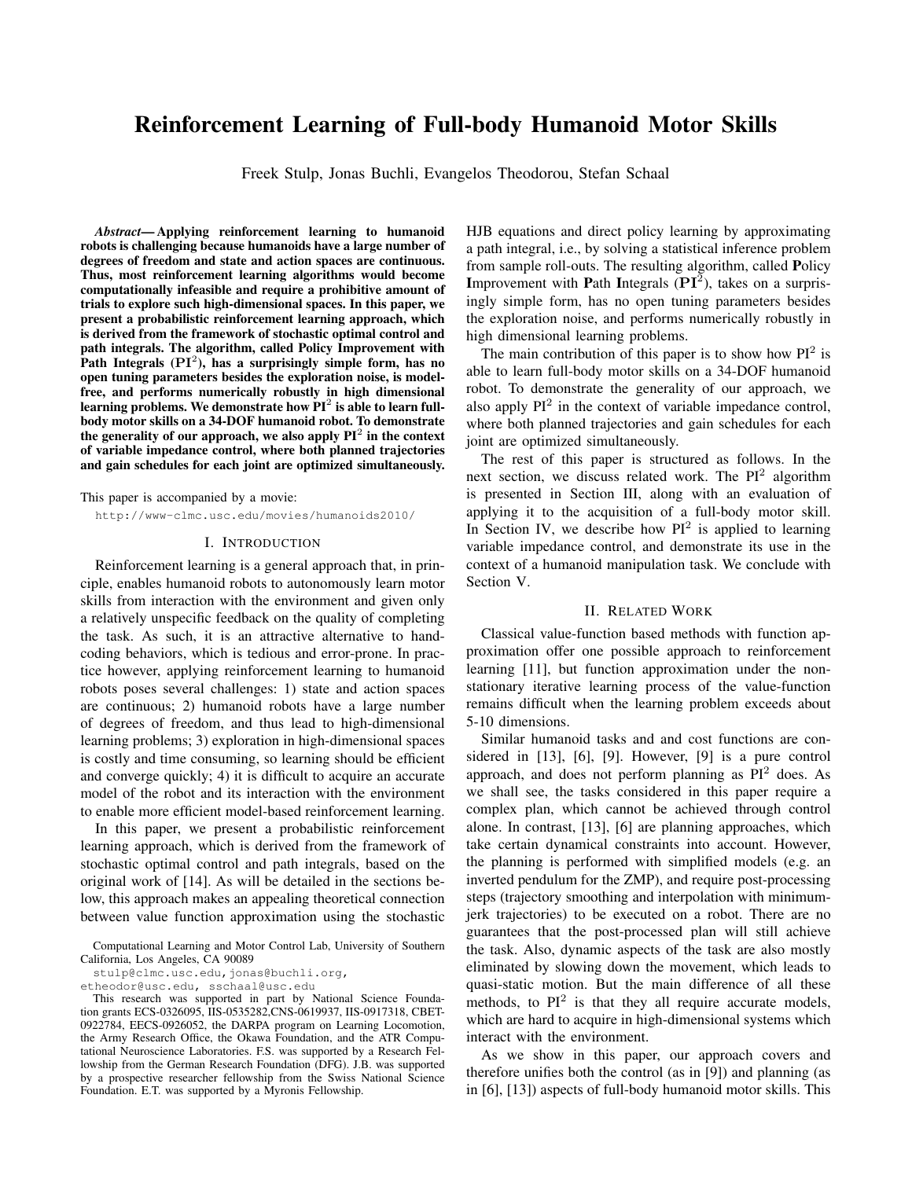# Reinforcement Learning of Full-body Humanoid Motor Skills

Freek Stulp, Jonas Buchli, Evangelos Theodorou, Stefan Schaal

***Abstract*— Applying reinforcement learning to humanoid robots is challenging because humanoids have a large number of degrees of freedom and state and action spaces are continuous. Thus, most reinforcement learning algorithms would become computationally infeasible and require a prohibitive amount of trials to explore such high-dimensional spaces. In this paper, we present a probabilistic reinforcement learning approach, which is derived from the framework of stochastic optimal control and path integrals. The algorithm, called Policy Improvement with Path Integrals ($\mathbf{PI}^2$), has a surprisingly simple form, has no open tuning parameters besides the exploration noise, is model-free, and performs numerically robustly in high dimensional learning problems. We demonstrate how $\mathbf{PI}^2$ is able to learn full-body motor skills on a 34-DOF humanoid robot. To demonstrate the generality of our approach, we also apply $\mathbf{PI}^2$ in the context of variable impedance control, where both planned trajectories and gain schedules for each joint are optimized simultaneously.**

This paper is accompanied by a movie:
http://www-clmc.usc.edu/movies/humanoids2010/

## I. Introduction

Reinforcement learning is a general approach that, in principle, enables humanoid robots to autonomously learn motor skills from interaction with the environment and given only a relatively unspecific feedback on the quality of completing the task. As such, it is an attractive alternative to hand-coding behaviors, which is tedious and error-prone. In practice however, applying reinforcement learning to humanoid robots poses several challenges: 1) state and action spaces are continuous; 2) humanoid robots have a large number of degrees of freedom, and thus lead to high-dimensional learning problems; 3) exploration in high-dimensional spaces is costly and time consuming, so learning should be efficient and converge quickly; 4) it is difficult to acquire an accurate model of the robot and its interaction with the environment to enable more efficient model-based reinforcement learning.

In this paper, we present a probabilistic reinforcement learning approach, which is derived from the framework of stochastic optimal control and path integrals, based on the original work of [14]. As will be detailed in the sections below, this approach makes an appealing theoretical connection between value function approximation using the stochastic HJB equations and direct policy learning by approximating a path integral, i.e., by solving a statistical inference problem from sample roll-outs. The resulting algorithm, called **P**olicy **I**mprovement with **P**ath **I**ntegrals ($\mathbf{PI}^2$), takes on a surprisingly simple form, has no open tuning parameters besides the exploration noise, and performs numerically robustly in high dimensional learning problems.

The main contribution of this paper is to show how $\text{PI}^2$ is able to learn full-body motor skills on a 34-DOF humanoid robot. To demonstrate the generality of our approach, we also apply $\text{PI}^2$ in the context of variable impedance control, where both planned trajectories and gain schedules for each joint are optimized simultaneously.

The rest of this paper is structured as follows. In the next section, we discuss related work. The $\text{PI}^2$ algorithm is presented in Section III, along with an evaluation of applying it to the acquisition of a full-body motor skill. In Section IV, we describe how $\text{PI}^2$ is applied to learning variable impedance control, and demonstrate its use in the context of a humanoid manipulation task. We conclude with Section V.

## II. Related Work

Classical value-function based methods with function approximation offer one possible approach to reinforcement learning [11], but function approximation under the non-stationary iterative learning process of the value-function remains difficult when the learning problem exceeds about 5-10 dimensions.

Similar humanoid tasks and and cost functions are considered in [13], [6], [9]. However, [9] is a pure control approach, and does not perform planning as $\text{PI}^2$ does. As we shall see, the tasks considered in this paper require a complex plan, which cannot be achieved through control alone. In contrast, [13], [6] are planning approaches, which take certain dynamical constraints into account. However, the planning is performed with simplified models (e.g. an inverted pendulum for the ZMP), and require post-processing steps (trajectory smoothing and interpolation with minimum-jerk trajectories) to be executed on a robot. There are no guarantees that the post-processed plan will still achieve the task. Also, dynamic aspects of the task are also mostly eliminated by slowing down the movement, which leads to quasi-static motion. But the main difference of all these methods, to $\text{PI}^2$ is that they all require accurate models, which are hard to acquire in high-dimensional systems which interact with the environment.

As we show in this paper, our approach covers and therefore unifies both the control (as in [9]) and planning (as in [6], [13]) aspects of full-body humanoid motor skills. This

Computational Learning and Motor Control Lab, University of Southern California, Los Angeles, CA 90089

stulp@clmc.usc.edu, jonas@buchli.org, etheodor@usc.edu, sschaal@usc.edu

This research was supported in part by National Science Foundation grants ECS-0326095, IIS-0535282,CNS-0619937, IIS-0917318, CBET-0922784, EECS-0926052, the DARPA program on Learning Locomotion, the Army Research Office, the Okawa Foundation, and the ATR Computational Neuroscience Laboratories. F.S. was supported by a Research Fellowship from the German Research Foundation (DFG). J.B. was supported by a prospective researcher fellowship from the Swiss National Science Foundation. E.T. was supported by a Myronis Fellowship.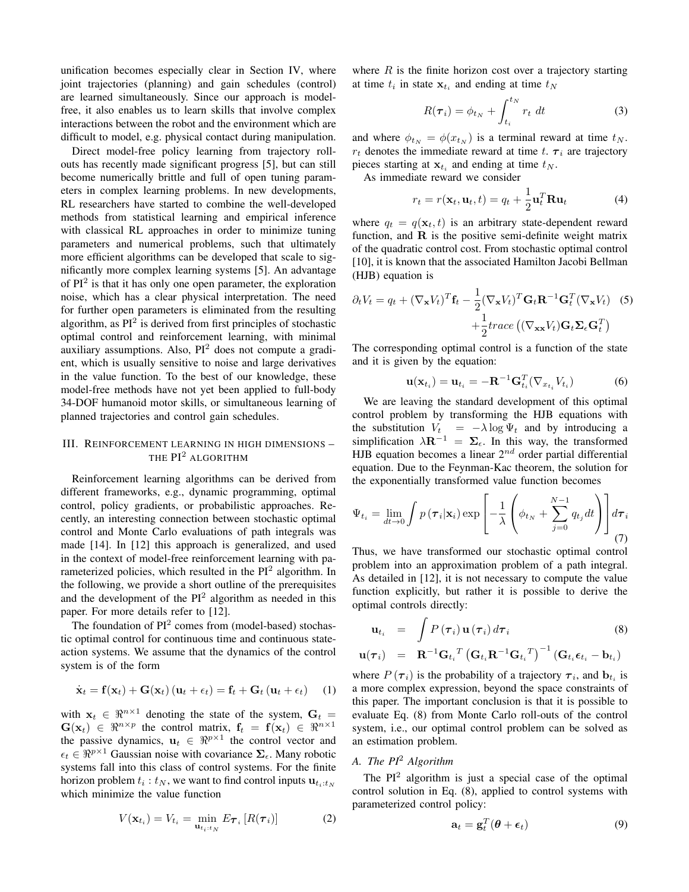unification becomes especially clear in Section IV, where joint trajectories (planning) and gain schedules (control) are learned simultaneously. Since our approach is model-free, it also enables us to learn skills that involve complex interactions between the robot and the environment which are difficult to model, e.g. physical contact during manipulation.

Direct model-free policy learning from trajectory roll-outs has recently made significant progress [5], but can still become numerically brittle and full of open tuning parameters in complex learning problems. In new developments, RL researchers have started to combine the well-developed methods from statistical learning and empirical inference with classical RL approaches in order to minimize tuning parameters and numerical problems, such that ultimately more efficient algorithms can be developed that scale to significantly more complex learning systems [5]. An advantage of PI$^2$ is that it has only one open parameter, the exploration noise, which has a clear physical interpretation. The need for further open parameters is eliminated from the resulting algorithm, as PI$^2$ is derived from first principles of stochastic optimal control and reinforcement learning, with minimal auxiliary assumptions. Also, PI$^2$ does not compute a gradient, which is usually sensitive to noise and large derivatives in the value function. To the best of our knowledge, these model-free methods have not yet been applied to full-body 34-DOF humanoid motor skills, or simultaneous learning of planned trajectories and control gain schedules.

## III. Reinforcement learning in high dimensions – the PI$^2$ algorithm

Reinforcement learning algorithms can be derived from different frameworks, e.g., dynamic programming, optimal control, policy gradients, or probabilistic approaches. Recently, an interesting connection between stochastic optimal control and Monte Carlo evaluations of path integrals was made [14]. In [12] this approach is generalized, and used in the context of model-free reinforcement learning with parameterized policies, which resulted in the PI$^2$ algorithm. In the following, we provide a short outline of the prerequisites and the development of the PI$^2$ algorithm as needed in this paper. For more details refer to [12].

The foundation of PI$^2$ comes from (model-based) stochastic optimal control for continuous time and continuous state-action systems. We assume that the dynamics of the control system is of the form

$$\dot{\mathbf{x}}_t = \mathbf{f}(\mathbf{x}_t) + \mathbf{G}(\mathbf{x}_t)\left(\mathbf{u}_t + \epsilon_t\right) = \mathbf{f}_t + \mathbf{G}_t\left(\mathbf{u}_t + \epsilon_t\right) \quad (1)$$

with $\mathbf{x}_t \in \Re^{n\times 1}$ denoting the state of the system, $\mathbf{G}_t = \mathbf{G}(\mathbf{x}_t) \in \Re^{n\times p}$ the control matrix, $\mathbf{f}_t = \mathbf{f}(\mathbf{x}_t) \in \Re^{n\times 1}$ the passive dynamics, $\mathbf{u}_t \in \Re^{p\times 1}$ the control vector and $\epsilon_t \in \Re^{p\times 1}$ Gaussian noise with covariance $\mathbf{\Sigma}_\epsilon$. Many robotic systems fall into this class of control systems. For the finite horizon problem $t_i : t_N$, we want to find control inputs $\mathbf{u}_{t_i:t_N}$ which minimize the value function

$$V(\mathbf{x}_{t_i}) = V_{t_i} = \min_{\mathbf{u}_{t_i:t_N}} E_{\boldsymbol{\tau}_i}\left[R(\boldsymbol{\tau}_i)\right] \quad (2)$$

where $R$ is the finite horizon cost over a trajectory starting at time $t_i$ in state $\mathbf{x}_{t_i}$ and ending at time $t_N$

$$R(\boldsymbol{\tau}_i) = \phi_{t_N} + \int_{t_i}^{t_N} r_t \; dt \quad (3)$$

and where $\phi_{t_N} = \phi(x_{t_N})$ is a terminal reward at time $t_N$. $r_t$ denotes the immediate reward at time $t$. $\boldsymbol{\tau}_i$ are trajectory pieces starting at $\mathbf{x}_{t_i}$ and ending at time $t_N$.

As immediate reward we consider

$$r_t = r(\mathbf{x}_t, \mathbf{u}_t, t) = q_t + \frac{1}{2}\mathbf{u}_t^T \mathbf{R} \mathbf{u}_t \quad (4)$$

where $q_t = q(\mathbf{x}_t, t)$ is an arbitrary state-dependent reward function, and $\mathbf{R}$ is the positive semi-definite weight matrix of the quadratic control cost. From stochastic optimal control [10], it is known that the associated Hamilton Jacobi Bellman (HJB) equation is

$$\partial_t V_t = q_t + (\nabla_{\mathbf{x}} V_t)^T \mathbf{f}_t - \frac{1}{2}(\nabla_{\mathbf{x}} V_t)^T \mathbf{G}_t \mathbf{R}^{-1} \mathbf{G}_t^T (\nabla_{\mathbf{x}} V_t) + \frac{1}{2} trace\left((\nabla_{\mathbf{xx}} V_t) \mathbf{G}_t \mathbf{\Sigma}_\epsilon \mathbf{G}_t^T\right) \quad (5)$$

The corresponding optimal control is a function of the state and it is given by the equation:

$$\mathbf{u}(\mathbf{x}_{t_i}) = \mathbf{u}_{t_i} = -\mathbf{R}^{-1}\mathbf{G}_{t_i}^T (\nabla_{x_{t_i}} V_{t_i}) \quad (6)$$

We are leaving the standard development of this optimal control problem by transforming the HJB equations with the substitution $V_t = -\lambda \log \Psi_t$ and by introducing a simplification $\lambda \mathbf{R}^{-1} = \mathbf{\Sigma}_\epsilon$. In this way, the transformed HJB equation becomes a linear $2^{nd}$ order partial differential equation. Due to the Feynman-Kac theorem, the solution for the exponentially transformed value function becomes

$$\Psi_{t_i} = \lim_{dt\to 0} \int p\left(\boldsymbol{\tau}_i | \mathbf{x}_i\right) \exp\left[-\frac{1}{\lambda}\left(\phi_{t_N} + \sum_{j=0}^{N-1} q_{t_j} dt\right)\right] d\boldsymbol{\tau}_i \quad (7)$$

Thus, we have transformed our stochastic optimal control problem into an approximation problem of a path integral. As detailed in [12], it is not necessary to compute the value function explicitly, but rather it is possible to derive the optimal controls directly:

$$\mathbf{u}_{t_i} = \int P\left(\boldsymbol{\tau}_i\right) \mathbf{u}\left(\boldsymbol{\tau}_i\right) d\boldsymbol{\tau}_i \quad (8)$$

$$\mathbf{u}(\boldsymbol{\tau}_i) = \mathbf{R}^{-1}{\mathbf{G}_{t_i}}^T \left(\mathbf{G}_{t_i}\mathbf{R}^{-1}{\mathbf{G}_{t_i}}^T\right)^{-1}\left(\mathbf{G}_{t_i}\boldsymbol{\epsilon}_{t_i} - \mathbf{b}_{t_i}\right)$$

where $P\left(\boldsymbol{\tau}_i\right)$ is the probability of a trajectory $\boldsymbol{\tau}_i$, and $\mathbf{b}_{t_i}$ is a more complex expression, beyond the space constraints of this paper. The important conclusion is that it is possible to evaluate Eq. (8) from Monte Carlo roll-outs of the control system, i.e., our optimal control problem can be solved as an estimation problem.

### A. The PI$^2$ Algorithm

The PI$^2$ algorithm is just a special case of the optimal control solution in Eq. (8), applied to control systems with parameterized control policy:

$$\mathbf{a}_t = \mathbf{g}_t^T(\boldsymbol{\theta} + \boldsymbol{\epsilon}_t) \quad (9)$$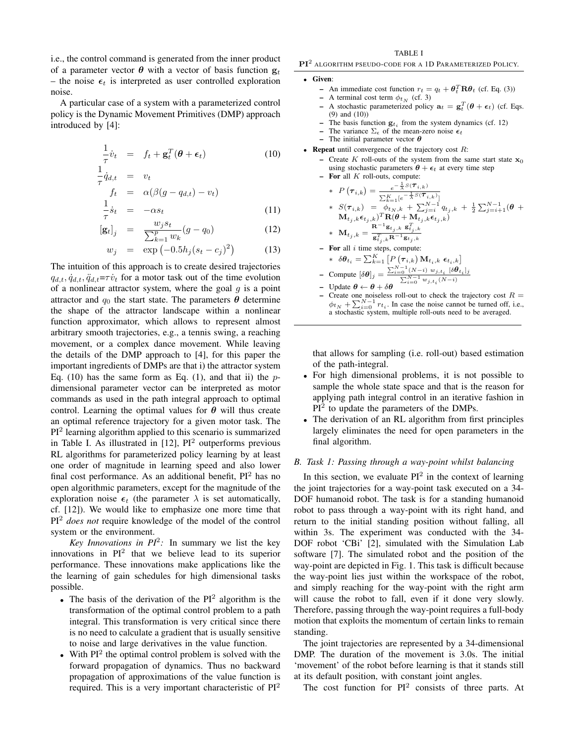i.e., the control command is generated from the inner product of a parameter vector $\boldsymbol{\theta}$ with a vector of basis function $\mathbf{g}_t$ – the noise $\boldsymbol{\epsilon}_t$ is interpreted as user controlled exploration noise.

A particular case of a system with a parameterized control policy is the Dynamic Movement Primitives (DMP) approach introduced by [4]:

$$
\begin{aligned}
\frac{1}{\tau}\dot{v}_t &= f_t + \mathbf{g}_t^T(\boldsymbol{\theta} + \boldsymbol{\epsilon}_t) && (10)\\
\frac{1}{\tau}\dot{q}_{d,t} &= v_t \\
f_t &= \alpha(\beta(g - q_{d,t}) - v_t) \\
\frac{1}{\tau}\dot{s}_t &= -\alpha s_t && (11)\\
[\mathbf{g}_t]_j &= \frac{w_j s_t}{\sum_{k=1}^{p} w_k}(g - q_0) && (12)\\
w_j &= \exp\left(-0.5 h_j (s_t - c_j)^2\right) && (13)
\end{aligned}
$$

The intuition of this approach is to create desired trajectories $q_{d,t}, \dot{q}_{d,t}, \ddot{q}_{d,t}$=$\tau\dot{v}_t$ for a motor task out of the time evolution of a nonlinear attractor system, where the goal $g$ is a point attractor and $q_0$ the start state. The parameters $\boldsymbol{\theta}$ determine the shape of the attractor landscape within a nonlinear function approximator, which allows to represent almost arbitrary smooth trajectories, e.g., a tennis swing, a reaching movement, or a complex dance movement. While leaving the details of the DMP approach to [4], for this paper the important ingredients of DMPs are that i) the attractor system Eq. (10) has the same form as Eq. (1), and that ii) the $p$-dimensional parameter vector can be interpreted as motor commands as used in the path integral approach to optimal control. Learning the optimal values for $\boldsymbol{\theta}$ will thus create an optimal reference trajectory for a given motor task. The PI$^2$ learning algorithm applied to this scenario is summarized in Table I. As illustrated in [12], PI$^2$ outperforms previous RL algorithms for parameterized policy learning by at least one order of magnitude in learning speed and also lower final cost performance. As an additional benefit, PI$^2$ has no open algorithmic parameters, except for the magnitude of the exploration noise $\boldsymbol{\epsilon}_t$ (the parameter $\lambda$ is set automatically, cf. [12]). We would like to emphasize one more time that PI$^2$ *does not* require knowledge of the model of the control system or the environment.

*Key Innovations in PI$^2$:* In summary we list the key innovations in PI$^2$ that we believe lead to its superior performance. These innovations make applications like the the learning of gain schedules for high dimensional tasks possible.

- The basis of the derivation of the PI$^2$ algorithm is the transformation of the optimal control problem to a path integral. This transformation is very critical since there is no need to calculate a gradient that is usually sensitive to noise and large derivatives in the value function.
- With PI$^2$ the optimal control problem is solved with the forward propagation of dynamics. Thus no backward propagation of approximations of the value function is required. This is a very important characteristic of PI$^2$ that allows for sampling (i.e. roll-out) based estimation of the path-integral.
- For high dimensional problems, it is not possible to sample the whole state space and that is the reason for applying path integral control in an iterative fashion in PI$^2$ to update the parameters of the DMPs.
- The derivation of an RL algorithm from first principles largely eliminates the need for open parameters in the final algorithm.

TABLE I

**PI$^2$** ALGORITHM PSEUDO-CODE FOR A 1D PARAMETERIZED POLICY.

- **Given**:
  - An immediate cost function $r_t = q_t + \boldsymbol{\theta}_t^T \mathbf{R} \boldsymbol{\theta}_t$ (cf. Eq. (3))
  - A terminal cost term $\phi_{t_N}$ (cf. 3)
  - A stochastic parameterized policy $\mathbf{a}_t = \mathbf{g}_t^T(\boldsymbol{\theta} + \boldsymbol{\epsilon}_t)$ (cf. Eqs. (9) and (10))
  - The basis function $\mathbf{g}_{t_i}$ from the system dynamics (cf. 12)
  - The variance $\Sigma_\epsilon$ of the mean-zero noise $\boldsymbol{\epsilon}_t$
  - The initial parameter vector $\boldsymbol{\theta}$
- **Repeat** until convergence of the trajectory cost $R$:
  - Create $K$ roll-outs of the system from the same start state $\mathbf{x}_0$ using stochastic parameters $\boldsymbol{\theta} + \boldsymbol{\epsilon}_t$ at every time step
  - **For** all $K$ roll-outs, compute:
    - $P\left(\boldsymbol{\tau}_{i,k}\right) = \frac{e^{-\frac{1}{\lambda}S(\boldsymbol{\tau}_{i,k})}}{\sum_{k=1}^{K}[e^{-\frac{1}{\lambda}S(\boldsymbol{\tau}_{i,k})}]}$
    - $S(\boldsymbol{\tau}_{i,k}) = \phi_{t_N,k} + \sum_{j=i}^{N-1} q_{t_j,k} + \frac{1}{2}\sum_{j=i+1}^{N-1}(\boldsymbol{\theta} + \mathbf{M}_{t_j,k}\boldsymbol{\epsilon}_{t_j,k})^T \mathbf{R}(\boldsymbol{\theta} + \mathbf{M}_{t_j,k}\boldsymbol{\epsilon}_{t_j,k})$
    - $\mathbf{M}_{t_j,k} = \frac{\mathbf{R}^{-1}\mathbf{g}_{t_j,k}\,\mathbf{g}_{t_j,k}^T}{\mathbf{g}_{t_j,k}^T \mathbf{R}^{-1}\mathbf{g}_{t_j,k}}$
  - **For** all $i$ time steps, compute:
    - $\delta\boldsymbol{\theta}_{t_i} = \sum_{k=1}^{K}\left[P\left(\boldsymbol{\tau}_{i,k}\right)\mathbf{M}_{t_i,k}\;\boldsymbol{\epsilon}_{t_i,k}\right]$
  - Compute $[\delta\boldsymbol{\theta}]_j = \frac{\sum_{i=0}^{N-1}(N-i)\; w_{j,t_i}\;[\delta\boldsymbol{\theta}_{t_i}]_j}{\sum_{i=0}^{N-1} w_{j,t_i}(N-i)}$
  - Update $\boldsymbol{\theta} \leftarrow \boldsymbol{\theta} + \delta\boldsymbol{\theta}$
  - Create one noiseless roll-out to check the trajectory cost $R = \phi_{t_N} + \sum_{i=0}^{N-1} r_{t_i}$. In case the noise cannot be turned off, i.e., a stochastic system, multiple roll-outs need to be averaged.

### B. Task 1: Passing through a way-point whilst balancing

In this section, we evaluate PI$^2$ in the context of learning the joint trajectories for a way-point task executed on a 34-DOF humanoid robot. The task is for a standing humanoid robot to pass through a way-point with its right hand, and return to the initial standing position without falling, all within 3s. The experiment was conducted with the 34-DOF robot 'CBi' [2], simulated with the Simulation Lab software [7]. The simulated robot and the position of the way-point are depicted in Fig. 1. This task is difficult because the way-point lies just within the workspace of the robot, and simply reaching for the way-point with the right arm will cause the robot to fall, even if it done very slowly. Therefore, passing through the way-point requires a full-body motion that exploits the momentum of certain links to remain standing.

The joint trajectories are represented by a 34-dimensional DMP. The duration of the movement is 3.0s. The initial 'movement' of the robot before learning is that it stands still at its default position, with constant joint angles.

The cost function for PI$^2$ consists of three parts. At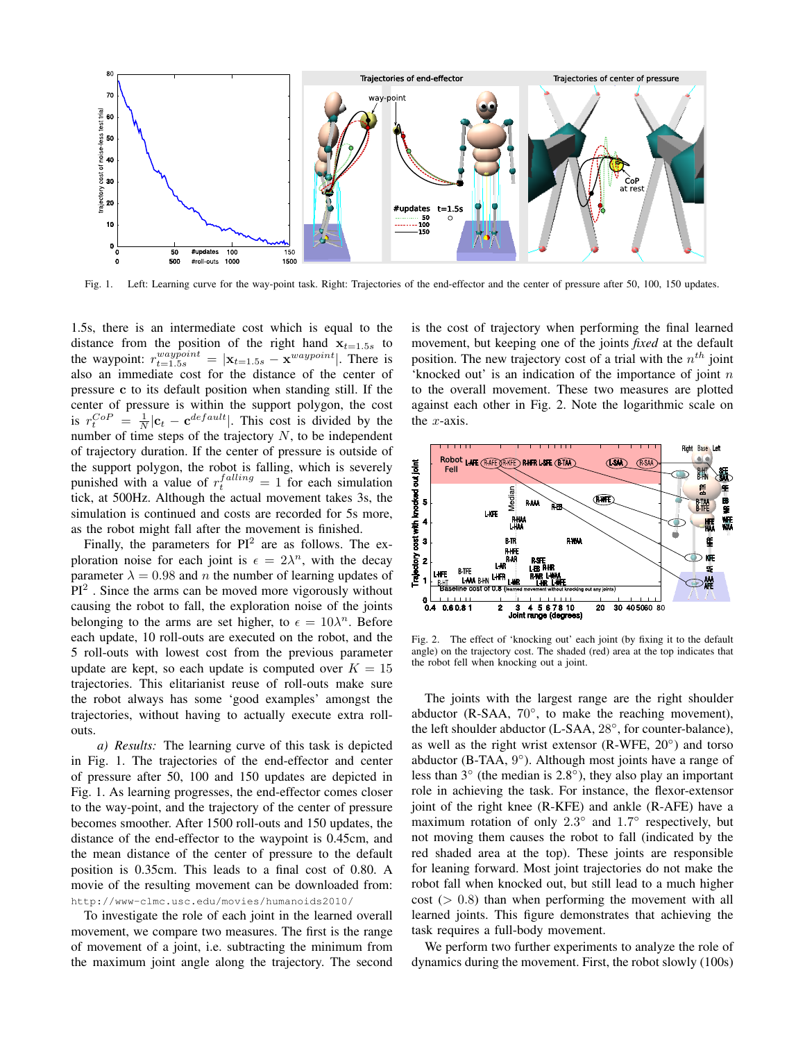Fig. 1. Left: Learning curve for the way-point task. Right: Trajectories of the end-effector and the center of pressure after 50, 100, 150 updates.

1.5s, there is an intermediate cost which is equal to the distance from the position of the right hand $\mathbf{x}_{t=1.5s}$ to the waypoint: $r_{t=1.5s}^{waypoint} = |\mathbf{x}_{t=1.5s} - \mathbf{x}^{waypoint}|$. There is also an immediate cost for the distance of the center of pressure $\mathbf{c}$ to its default position when standing still. If the center of pressure is within the support polygon, the cost is $r_t^{CoP} = \frac{1}{N}|\mathbf{c}_t - \mathbf{c}^{default}|$. This cost is divided by the number of time steps of the trajectory $N$, to be independent of trajectory duration. If the center of pressure is outside of the support polygon, the robot is falling, which is severely punished with a value of $r_t^{falling} = 1$ for each simulation tick, at 500Hz. Although the actual movement takes 3s, the simulation is continued and costs are recorded for 5s more, as the robot might fall after the movement is finished.

Finally, the parameters for PI$^2$ are as follows. The exploration noise for each joint is $\epsilon = 2\lambda^n$, with the decay parameter $\lambda = 0.98$ and $n$ the number of learning updates of PI$^2$ . Since the arms can be moved more vigorously without causing the robot to fall, the exploration noise for the joints belonging to the arms are set higher, to $\epsilon = 10\lambda^n$. Before each update, 10 roll-outs are executed on the robot, and the 5 roll-outs with lowest cost from the previous parameter update are kept, so each update is computed over $K = 15$ trajectories. This elitarianist reuse of roll-outs make sure the robot always has some 'good examples' amongst the trajectories, without having to actually execute extra roll-outs.

*a) Results:* The learning curve of this task is depicted in Fig. 1. The trajectories of the end-effector and center of pressure after 50, 100 and 150 updates are depicted in Fig. 1. As learning progresses, the end-effector comes closer to the way-point, and the trajectory of the center of pressure becomes smoother. After 1500 roll-outs and 150 updates, the distance of the end-effector to the waypoint is 0.45cm, and the mean distance of the center of pressure to the default position is 0.35cm. This leads to a final cost of 0.80. A movie of the resulting movement can be downloaded from: `http://www-clmc.usc.edu/movies/humanoids2010/`

To investigate the role of each joint in the learned overall movement, we compare two measures. The first is the range of movement of a joint, i.e. subtracting the minimum from the maximum joint angle along the trajectory. The second is the cost of trajectory when performing the final learned movement, but keeping one of the joints *fixed* at the default position. The new trajectory cost of a trial with the $n^{th}$ joint 'knocked out' is an indication of the importance of joint $n$ to the overall movement. These two measures are plotted against each other in Fig. 2. Note the logarithmic scale on the $x$-axis.

Fig. 2. The effect of 'knocking out' each joint (by fixing it to the default angle) on the trajectory cost. The shaded (red) area at the top indicates that the robot fell when knocking out a joint.

The joints with the largest range are the right shoulder abductor (R-SAA, 70°, to make the reaching movement), the left shoulder abductor (L-SAA, 28°, for counter-balance), as well as the right wrist extensor (R-WFE, 20°) and torso abductor (B-TAA, 9°). Although most joints have a range of less than 3° (the median is 2.8°), they also play an important role in achieving the task. For instance, the flexor-extensor joint of the right knee (R-KFE) and ankle (R-AFE) have a maximum rotation of only 2.3° and 1.7° respectively, but not moving them causes the robot to fall (indicated by the red shaded area at the top). These joints are responsible for leaning forward. Most joint trajectories do not make the robot fall when knocked out, but still lead to a much higher cost ($> 0.8$) than when performing the movement with all learned joints. This figure demonstrates that achieving the task requires a full-body movement.

We perform two further experiments to analyze the role of dynamics during the movement. First, the robot slowly (100s)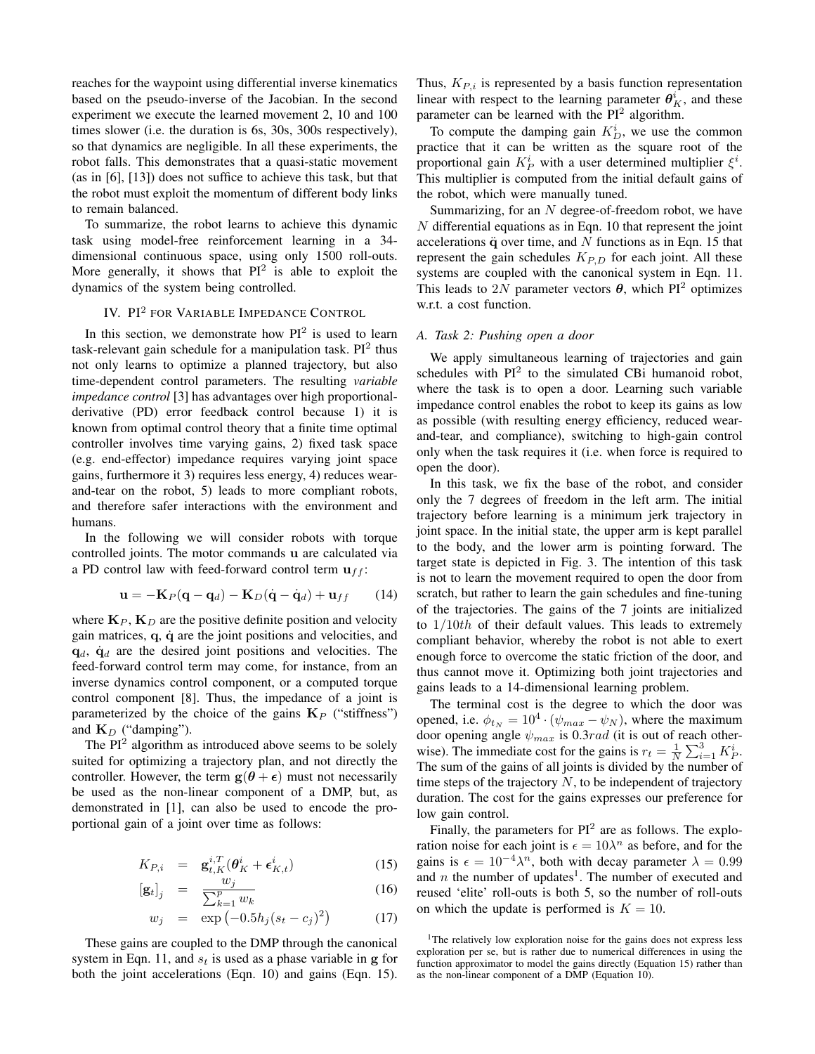reaches for the waypoint using differential inverse kinematics based on the pseudo-inverse of the Jacobian. In the second experiment we execute the learned movement 2, 10 and 100 times slower (i.e. the duration is 6s, 30s, 300s respectively), so that dynamics are negligible. In all these experiments, the robot falls. This demonstrates that a quasi-static movement (as in [6], [13]) does not suffice to achieve this task, but that the robot must exploit the momentum of different body links to remain balanced.

To summarize, the robot learns to achieve this dynamic task using model-free reinforcement learning in a 34-dimensional continuous space, using only 1500 roll-outs. More generally, it shows that PI$^2$ is able to exploit the dynamics of the system being controlled.

## IV. PI$^2$ FOR VARIABLE IMPEDANCE CONTROL

In this section, we demonstrate how PI$^2$ is used to learn task-relevant gain schedule for a manipulation task. PI$^2$ thus not only learns to optimize a planned trajectory, but also time-dependent control parameters. The resulting *variable impedance control* [3] has advantages over high proportional-derivative (PD) error feedback control because 1) it is known from optimal control theory that a finite time optimal controller involves time varying gains, 2) fixed task space (e.g. end-effector) impedance requires varying joint space gains, furthermore it 3) requires less energy, 4) reduces wear-and-tear on the robot, 5) leads to more compliant robots, and therefore safer interactions with the environment and humans.

In the following we will consider robots with torque controlled joints. The motor commands $\mathbf{u}$ are calculated via a PD control law with feed-forward control term $\mathbf{u}_{ff}$:

$$\mathbf{u} = -\mathbf{K}_P(\mathbf{q} - \mathbf{q}_d) - \mathbf{K}_D(\dot{\mathbf{q}} - \dot{\mathbf{q}}_d) + \mathbf{u}_{ff} \qquad (14)$$

where $\mathbf{K}_P$, $\mathbf{K}_D$ are the positive definite position and velocity gain matrices, $\mathbf{q}$, $\dot{\mathbf{q}}$ are the joint positions and velocities, and $\mathbf{q}_d$, $\dot{\mathbf{q}}_d$ are the desired joint positions and velocities. The feed-forward control term may come, for instance, from an inverse dynamics control component, or a computed torque control component [8]. Thus, the impedance of a joint is parameterized by the choice of the gains $\mathbf{K}_P$ ("stiffness") and $\mathbf{K}_D$ ("damping").

The PI$^2$ algorithm as introduced above seems to be solely suited for optimizing a trajectory plan, and not directly the controller. However, the term $\mathbf{g}(\boldsymbol{\theta} + \boldsymbol{\epsilon})$ must not necessarily be used as the non-linear component of a DMP, but, as demonstrated in [1], can also be used to encode the proportional gain of a joint over time as follows:

$$K_{P,i} = \mathbf{g}_{t,K}^{i,T}(\boldsymbol{\theta}_K^i + \boldsymbol{\epsilon}_{K,t}^i) \qquad (15)$$

$$[\mathbf{g}_t]_j = \frac{w_j}{\sum_{k=1}^{p} w_k} \qquad (16)$$

$$w_j = \exp\left(-0.5 h_j (s_t - c_j)^2\right) \qquad (17)$$

These gains are coupled to the DMP through the canonical system in Eqn. 11, and $s_t$ is used as a phase variable in $\mathbf{g}$ for both the joint accelerations (Eqn. 10) and gains (Eqn. 15). Thus, $K_{P,i}$ is represented by a basis function representation linear with respect to the learning parameter $\boldsymbol{\theta}_K^i$, and these parameter can be learned with the PI$^2$ algorithm.

To compute the damping gain $K_D^i$, we use the common practice that it can be written as the square root of the proportional gain $K_P^i$ with a user determined multiplier $\xi^i$. This multiplier is computed from the initial default gains of the robot, which were manually tuned.

Summarizing, for an $N$ degree-of-freedom robot, we have $N$ differential equations as in Eqn. 10 that represent the joint accelerations $\ddot{\mathbf{q}}$ over time, and $N$ functions as in Eqn. 15 that represent the gain schedules $K_{P,D}$ for each joint. All these systems are coupled with the canonical system in Eqn. 11. This leads to $2N$ parameter vectors $\boldsymbol{\theta}$, which PI$^2$ optimizes w.r.t. a cost function.

### A. Task 2: Pushing open a door

We apply simultaneous learning of trajectories and gain schedules with PI$^2$ to the simulated CBi humanoid robot, where the task is to open a door. Learning such variable impedance control enables the robot to keep its gains as low as possible (with resulting energy efficiency, reduced wear-and-tear, and compliance), switching to high-gain control only when the task requires it (i.e. when force is required to open the door).

In this task, we fix the base of the robot, and consider only the 7 degrees of freedom in the left arm. The initial trajectory before learning is a minimum jerk trajectory in joint space. In the initial state, the upper arm is kept parallel to the body, and the lower arm is pointing forward. The target state is depicted in Fig. 3. The intention of this task is not to learn the movement required to open the door from scratch, but rather to learn the gain schedules and fine-tuning of the trajectories. The gains of the 7 joints are initialized to $1/10th$ of their default values. This leads to extremely compliant behavior, whereby the robot is not able to exert enough force to overcome the static friction of the door, and thus cannot move it. Optimizing both joint trajectories and gains leads to a 14-dimensional learning problem.

The terminal cost is the degree to which the door was opened, i.e. $\phi_{t_N} = 10^4 \cdot (\psi_{max} - \psi_N)$, where the maximum door opening angle $\psi_{max}$ is $0.3rad$ (it is out of reach otherwise). The immediate cost for the gains is $r_t = \frac{1}{N}\sum_{i=1}^{3} K_P^i$. The sum of the gains of all joints is divided by the number of time steps of the trajectory $N$, to be independent of trajectory duration. The cost for the gains expresses our preference for low gain control.

Finally, the parameters for PI$^2$ are as follows. The exploration noise for each joint is $\epsilon = 10\lambda^n$ as before, and for the gains is $\epsilon = 10^{-4}\lambda^n$, both with decay parameter $\lambda = 0.99$ and $n$ the number of updates[1]. The number of executed and reused 'elite' roll-outs is both 5, so the number of roll-outs on which the update is performed is $K = 10$.

[1]The relatively low exploration noise for the gains does not express less exploration per se, but is rather due to numerical differences in using the function approximator to model the gains directly (Equation 15) rather than as the non-linear component of a DMP (Equation 10).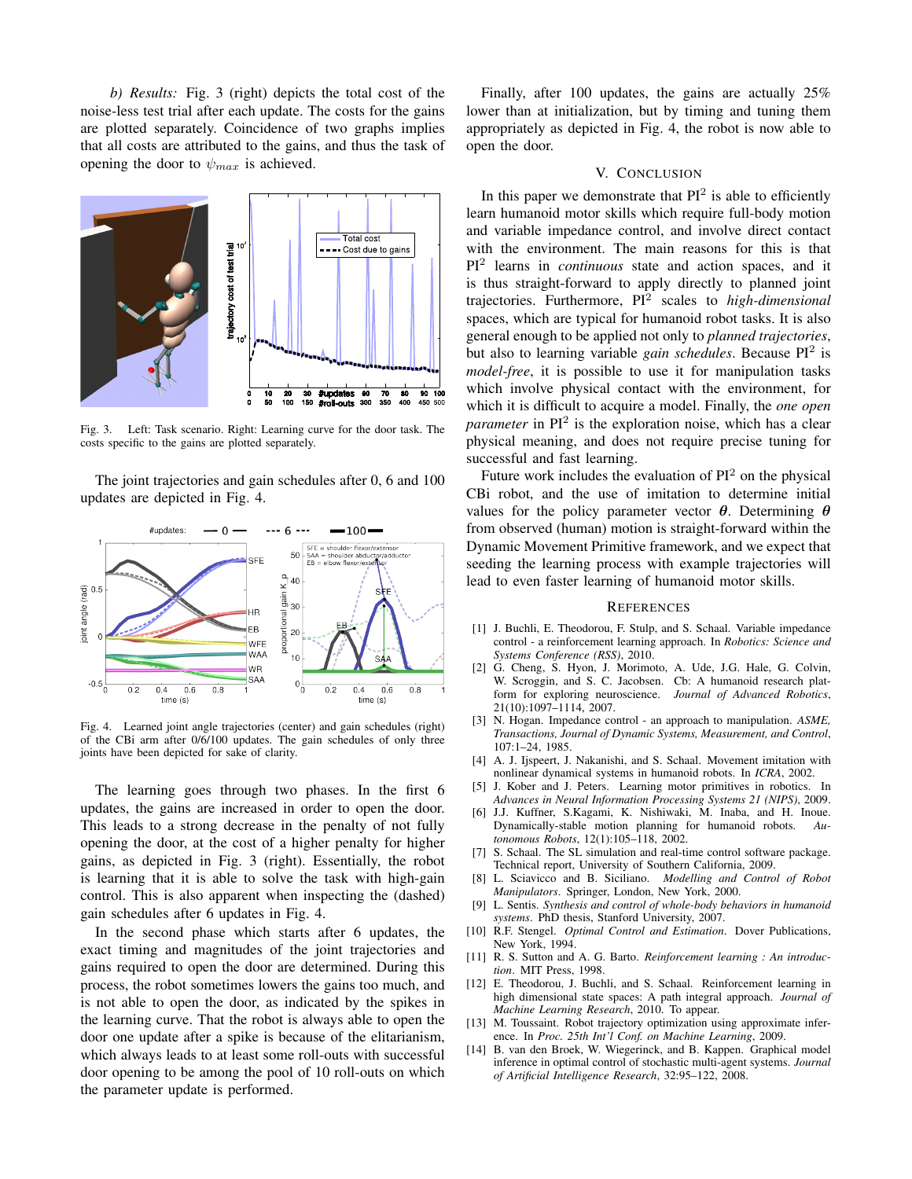*b) Results:* Fig. 3 (right) depicts the total cost of the noise-less test trial after each update. The costs for the gains are plotted separately. Coincidence of two graphs implies that all costs are attributed to the gains, and thus the task of opening the door to $\psi_{max}$ is achieved.

Total cost
Cost due to gains
trajectory cost of test trial
$10^1$
$10^0$
0 10 20 30 #updates 60 70 80 90 100
0 50 100 150 #roll-outs 300 350 400 450 500

Fig. 3. Left: Task scenario. Right: Learning curve for the door task. The costs specific to the gains are plotted separately.

The joint trajectories and gain schedules after 0, 6 and 100 updates are depicted in Fig. 4.

#updates: — 0 — --- 6 --- — 100 —
joint angle (rad)
SFE
HR
EB
WFE
WAA
WR
SAA
time (s)
SFE = shoulder flexor/extensor
SAA = shoulder abductor/adductor
EB = elbow flexor/extensor
proportional gain K_p
SFE
EB
SAA
time (s)

Fig. 4. Learned joint angle trajectories (center) and gain schedules (right) of the CBi arm after 0/6/100 updates. The gain schedules of only three joints have been depicted for sake of clarity.

The learning goes through two phases. In the first 6 updates, the gains are increased in order to open the door. This leads to a strong decrease in the penalty of not fully opening the door, at the cost of a higher penalty for higher gains, as depicted in Fig. 3 (right). Essentially, the robot is learning that it is able to solve the task with high-gain control. This is also apparent when inspecting the (dashed) gain schedules after 6 updates in Fig. 4.

In the second phase which starts after 6 updates, the exact timing and magnitudes of the joint trajectories and gains required to open the door are determined. During this process, the robot sometimes lowers the gains too much, and is not able to open the door, as indicated by the spikes in the learning curve. That the robot is always able to open the door one update after a spike is because of the elitarianism, which always leads to at least some roll-outs with successful door opening to be among the pool of 10 roll-outs on which the parameter update is performed.

Finally, after 100 updates, the gains are actually 25% lower than at initialization, but by timing and tuning them appropriately as depicted in Fig. 4, the robot is now able to open the door.

## V. Conclusion

In this paper we demonstrate that PI$^2$ is able to efficiently learn humanoid motor skills which require full-body motion and variable impedance control, and involve direct contact with the environment. The main reasons for this is that PI$^2$ learns in *continuous* state and action spaces, and it is thus straight-forward to apply directly to planned joint trajectories. Furthermore, PI$^2$ scales to *high-dimensional* spaces, which are typical for humanoid robot tasks. It is also general enough to be applied not only to *planned trajectories*, but also to learning variable *gain schedules*. Because PI$^2$ is *model-free*, it is possible to use it for manipulation tasks which involve physical contact with the environment, for which it is difficult to acquire a model. Finally, the *one open parameter* in PI$^2$ is the exploration noise, which has a clear physical meaning, and does not require precise tuning for successful and fast learning.

Future work includes the evaluation of PI$^2$ on the physical CBi robot, and the use of imitation to determine initial values for the policy parameter vector $\boldsymbol{\theta}$. Determining $\boldsymbol{\theta}$ from observed (human) motion is straight-forward within the Dynamic Movement Primitive framework, and we expect that seeding the learning process with example trajectories will lead to even faster learning of humanoid motor skills.

## References

[1] J. Buchli, E. Theodorou, F. Stulp, and S. Schaal. Variable impedance control - a reinforcement learning approach. In *Robotics: Science and Systems Conference (RSS)*, 2010.

[2] G. Cheng, S. Hyon, J. Morimoto, A. Ude, J.G. Hale, G. Colvin, W. Scroggin, and S. C. Jacobsen. Cb: A humanoid research platform for exploring neuroscience. *Journal of Advanced Robotics*, 21(10):1097–1114, 2007.

[3] N. Hogan. Impedance control - an approach to manipulation. *ASME, Transactions, Journal of Dynamic Systems, Measurement, and Control*, 107:1–24, 1985.

[4] A. J. Ijspeert, J. Nakanishi, and S. Schaal. Movement imitation with nonlinear dynamical systems in humanoid robots. In *ICRA*, 2002.

[5] J. Kober and J. Peters. Learning motor primitives in robotics. In *Advances in Neural Information Processing Systems 21 (NIPS)*, 2009.

[6] J.J. Kuffner, S.Kagami, K. Nishiwaki, M. Inaba, and H. Inoue. Dynamically-stable motion planning for humanoid robots. *Autonomous Robots*, 12(1):105–118, 2002.

[7] S. Schaal. The SL simulation and real-time control software package. Technical report, University of Southern California, 2009.

[8] L. Sciavicco and B. Siciliano. *Modelling and Control of Robot Manipulators*. Springer, London, New York, 2000.

[9] L. Sentis. *Synthesis and control of whole-body behaviors in humanoid systems*. PhD thesis, Stanford University, 2007.

[10] R.F. Stengel. *Optimal Control and Estimation*. Dover Publications, New York, 1994.

[11] R. S. Sutton and A. G. Barto. *Reinforcement learning : An introduction*. MIT Press, 1998.

[12] E. Theodorou, J. Buchli, and S. Schaal. Reinforcement learning in high dimensional state spaces: A path integral approach. *Journal of Machine Learning Research*, 2010. To appear.

[13] M. Toussaint. Robot trajectory optimization using approximate inference. In *Proc. 25th Int'l Conf. on Machine Learning*, 2009.

[14] B. van den Broek, W. Wiegerinck, and B. Kappen. Graphical model inference in optimal control of stochastic multi-agent systems. *Journal of Artificial Intelligence Research*, 32:95–122, 2008.